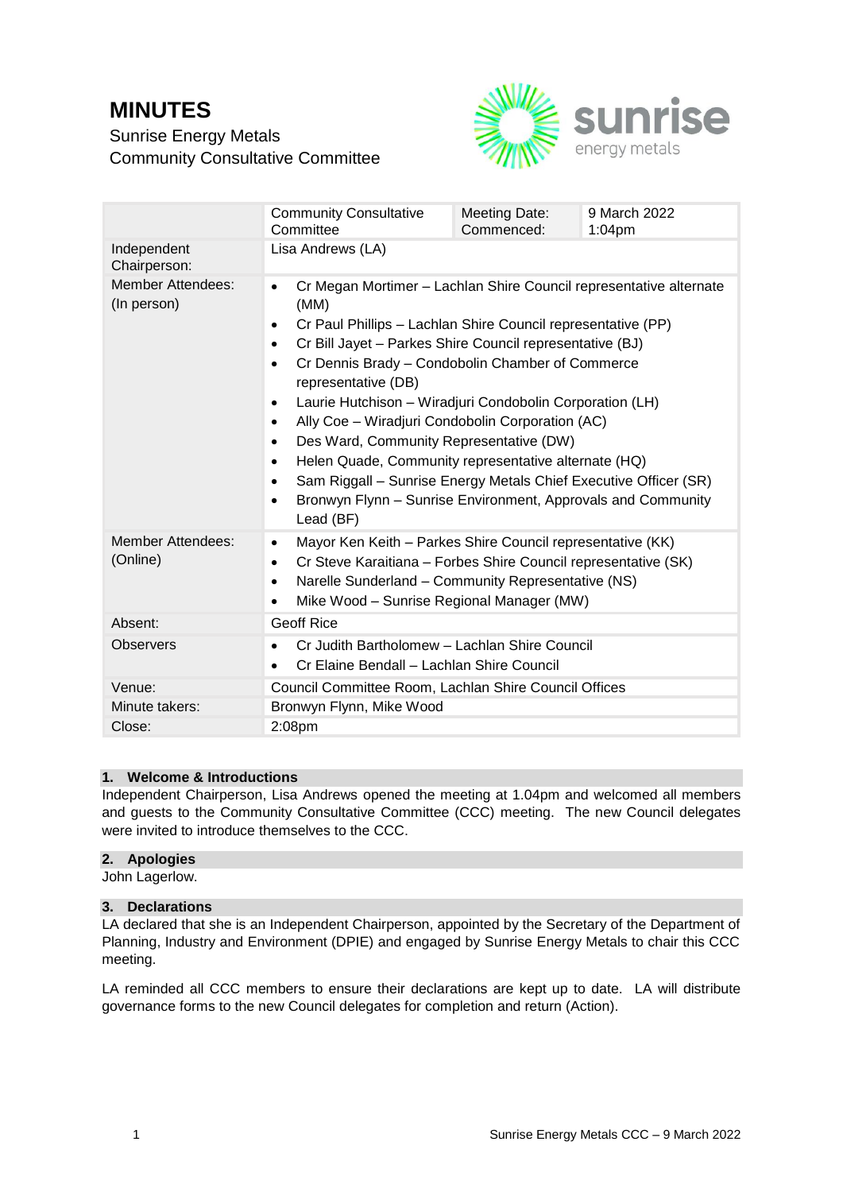# MINUTES

Sunrise Energy Metals
Community Consultative Committee

| | Community Consultative Committee | Meeting Date: Commenced: | 9 March 2022 1:04pm |
|---|---|---|---|
| Independent Chairperson: | Lisa Andrews (LA) | | |
| Member Attendees: (In person) | • Cr Megan Mortimer – Lachlan Shire Council representative alternate (MM)<br>• Cr Paul Phillips – Lachlan Shire Council representative (PP)<br>• Cr Bill Jayet – Parkes Shire Council representative (BJ)<br>• Cr Dennis Brady – Condobolin Chamber of Commerce representative (DB)<br>• Laurie Hutchison – Wiradjuri Condobolin Corporation (LH)<br>• Ally Coe – Wiradjuri Condobolin Corporation (AC)<br>• Des Ward, Community Representative (DW)<br>• Helen Quade, Community representative alternate (HQ)<br>• Sam Riggall – Sunrise Energy Metals Chief Executive Officer (SR)<br>• Bronwyn Flynn – Sunrise Environment, Approvals and Community Lead (BF) | | |
| Member Attendees: (Online) | • Mayor Ken Keith – Parkes Shire Council representative (KK)<br>• Cr Steve Karaitiana – Forbes Shire Council representative (SK)<br>• Narelle Sunderland – Community Representative (NS)<br>• Mike Wood – Sunrise Regional Manager (MW) | | |
| Absent: | Geoff Rice | | |
| Observers | • Cr Judith Bartholomew – Lachlan Shire Council<br>• Cr Elaine Bendall – Lachlan Shire Council | | |
| Venue: | Council Committee Room, Lachlan Shire Council Offices | | |
| Minute takers: | Bronwyn Flynn, Mike Wood | | |
| Close: | 2:08pm | | |

## 1. Welcome & Introductions

Independent Chairperson, Lisa Andrews opened the meeting at 1.04pm and welcomed all members and guests to the Community Consultative Committee (CCC) meeting. The new Council delegates were invited to introduce themselves to the CCC.

## 2. Apologies

John Lagerlow.

## 3. Declarations

LA declared that she is an Independent Chairperson, appointed by the Secretary of the Department of Planning, Industry and Environment (DPIE) and engaged by Sunrise Energy Metals to chair this CCC meeting.

LA reminded all CCC members to ensure their declarations are kept up to date. LA will distribute governance forms to the new Council delegates for completion and return (Action).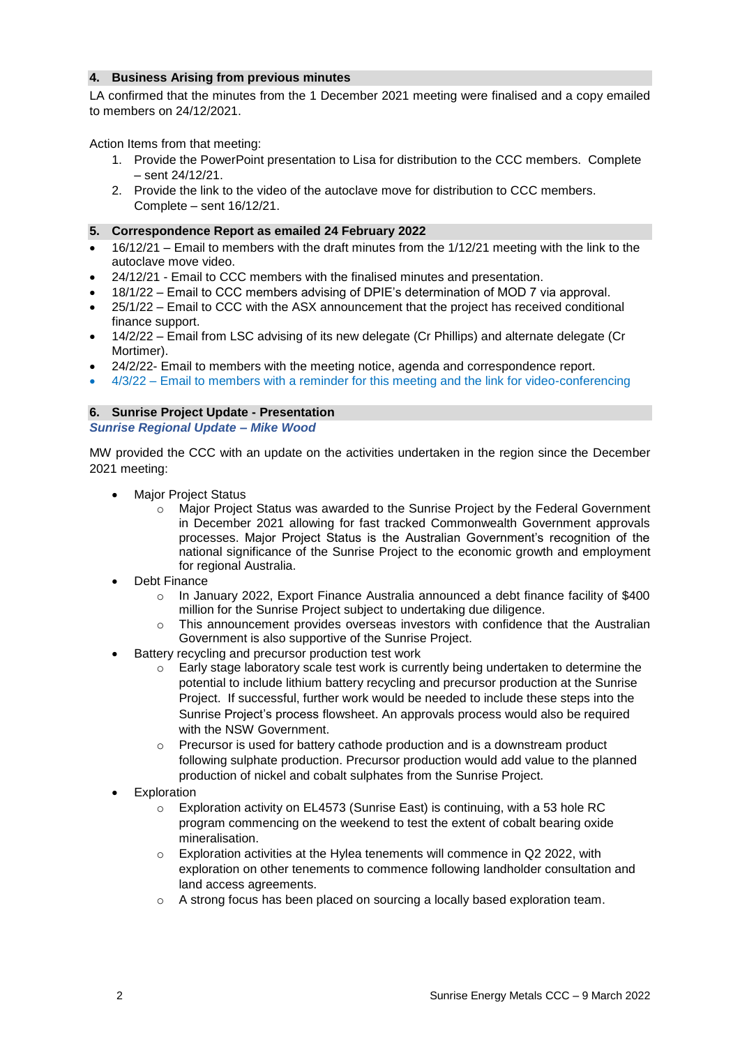## 4. Business Arising from previous minutes

LA confirmed that the minutes from the 1 December 2021 meeting were finalised and a copy emailed to members on 24/12/2021.

Action Items from that meeting:

1. Provide the PowerPoint presentation to Lisa for distribution to the CCC members. Complete – sent 24/12/21.
2. Provide the link to the video of the autoclave move for distribution to CCC members. Complete – sent 16/12/21.

## 5. Correspondence Report as emailed 24 February 2022

- 16/12/21 – Email to members with the draft minutes from the 1/12/21 meeting with the link to the autoclave move video.
- 24/12/21 - Email to CCC members with the finalised minutes and presentation.
- 18/1/22 – Email to CCC members advising of DPIE's determination of MOD 7 via approval.
- 25/1/22 – Email to CCC with the ASX announcement that the project has received conditional finance support.
- 14/2/22 – Email from LSC advising of its new delegate (Cr Phillips) and alternate delegate (Cr Mortimer).
- 24/2/22- Email to members with the meeting notice, agenda and correspondence report.
- 4/3/22 – Email to members with a reminder for this meeting and the link for video-conferencing

## 6. Sunrise Project Update - Presentation

***Sunrise Regional Update – Mike Wood***

MW provided the CCC with an update on the activities undertaken in the region since the December 2021 meeting:

- Major Project Status
  - Major Project Status was awarded to the Sunrise Project by the Federal Government in December 2021 allowing for fast tracked Commonwealth Government approvals processes. Major Project Status is the Australian Government's recognition of the national significance of the Sunrise Project to the economic growth and employment for regional Australia.
- Debt Finance
  - In January 2022, Export Finance Australia announced a debt finance facility of $400 million for the Sunrise Project subject to undertaking due diligence.
  - This announcement provides overseas investors with confidence that the Australian Government is also supportive of the Sunrise Project.
- Battery recycling and precursor production test work
  - Early stage laboratory scale test work is currently being undertaken to determine the potential to include lithium battery recycling and precursor production at the Sunrise Project. If successful, further work would be needed to include these steps into the Sunrise Project's process flowsheet. An approvals process would also be required with the NSW Government.
  - Precursor is used for battery cathode production and is a downstream product following sulphate production. Precursor production would add value to the planned production of nickel and cobalt sulphates from the Sunrise Project.
- Exploration
  - Exploration activity on EL4573 (Sunrise East) is continuing, with a 53 hole RC program commencing on the weekend to test the extent of cobalt bearing oxide mineralisation.
  - Exploration activities at the Hylea tenements will commence in Q2 2022, with exploration on other tenements to commence following landholder consultation and land access agreements.
  - A strong focus has been placed on sourcing a locally based exploration team.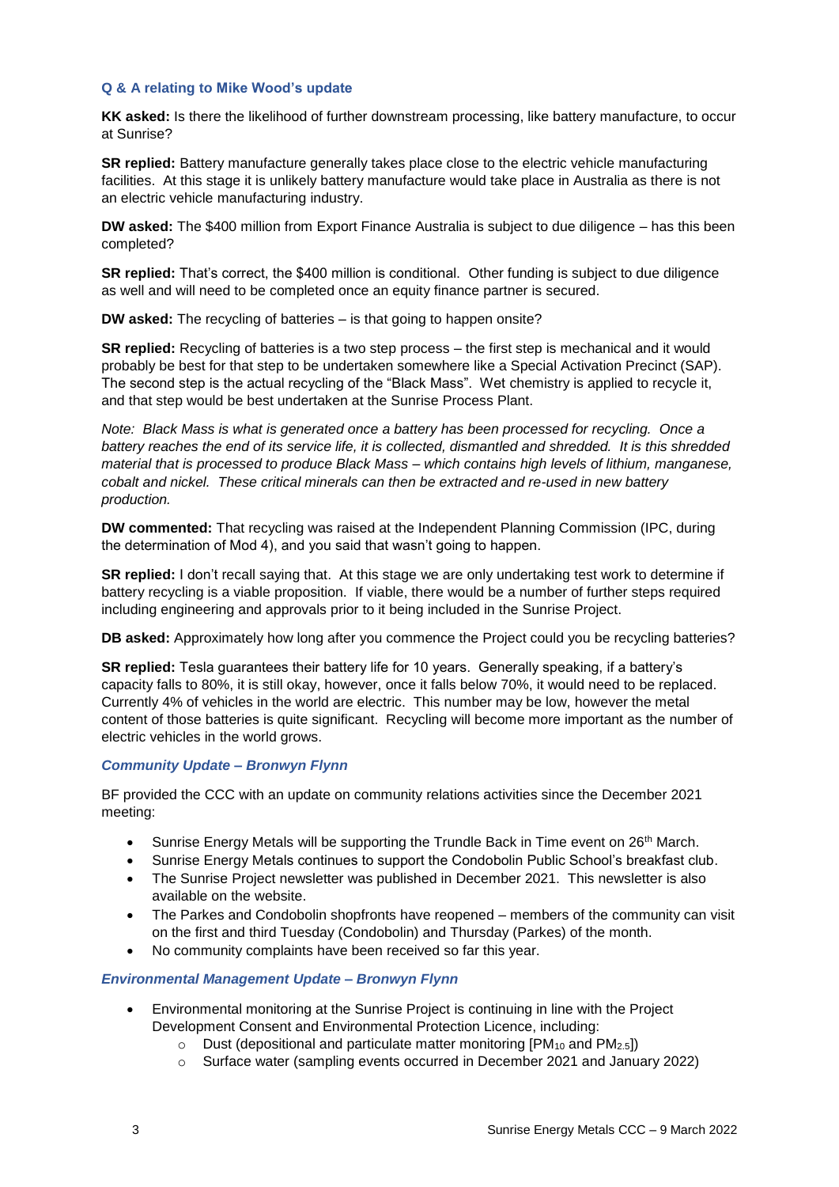### Q & A relating to Mike Wood's update

**KK asked:** Is there the likelihood of further downstream processing, like battery manufacture, to occur at Sunrise?

**SR replied:** Battery manufacture generally takes place close to the electric vehicle manufacturing facilities. At this stage it is unlikely battery manufacture would take place in Australia as there is not an electric vehicle manufacturing industry.

**DW asked:** The $400 million from Export Finance Australia is subject to due diligence – has this been completed?

**SR replied:** That's correct, the $400 million is conditional. Other funding is subject to due diligence as well and will need to be completed once an equity finance partner is secured.

**DW asked:** The recycling of batteries – is that going to happen onsite?

**SR replied:** Recycling of batteries is a two step process – the first step is mechanical and it would probably be best for that step to be undertaken somewhere like a Special Activation Precinct (SAP). The second step is the actual recycling of the "Black Mass". Wet chemistry is applied to recycle it, and that step would be best undertaken at the Sunrise Process Plant.

*Note: Black Mass is what is generated once a battery has been processed for recycling. Once a battery reaches the end of its service life, it is collected, dismantled and shredded. It is this shredded material that is processed to produce Black Mass – which contains high levels of lithium, manganese, cobalt and nickel. These critical minerals can then be extracted and re-used in new battery production.*

**DW commented:** That recycling was raised at the Independent Planning Commission (IPC, during the determination of Mod 4), and you said that wasn't going to happen.

**SR replied:** I don't recall saying that. At this stage we are only undertaking test work to determine if battery recycling is a viable proposition. If viable, there would be a number of further steps required including engineering and approvals prior to it being included in the Sunrise Project.

**DB asked:** Approximately how long after you commence the Project could you be recycling batteries?

**SR replied:** Tesla guarantees their battery life for 10 years. Generally speaking, if a battery's capacity falls to 80%, it is still okay, however, once it falls below 70%, it would need to be replaced. Currently 4% of vehicles in the world are electric. This number may be low, however the metal content of those batteries is quite significant. Recycling will become more important as the number of electric vehicles in the world grows.

### *Community Update – Bronwyn Flynn*

BF provided the CCC with an update on community relations activities since the December 2021 meeting:

- Sunrise Energy Metals will be supporting the Trundle Back in Time event on 26th March.
- Sunrise Energy Metals continues to support the Condobolin Public School's breakfast club.
- The Sunrise Project newsletter was published in December 2021. This newsletter is also available on the website.
- The Parkes and Condobolin shopfronts have reopened – members of the community can visit on the first and third Tuesday (Condobolin) and Thursday (Parkes) of the month.
- No community complaints have been received so far this year.

### *Environmental Management Update – Bronwyn Flynn*

- Environmental monitoring at the Sunrise Project is continuing in line with the Project Development Consent and Environmental Protection Licence, including:
  - Dust (depositional and particulate matter monitoring [$PM_{10}$ and $PM_{2.5}$])
  - Surface water (sampling events occurred in December 2021 and January 2022)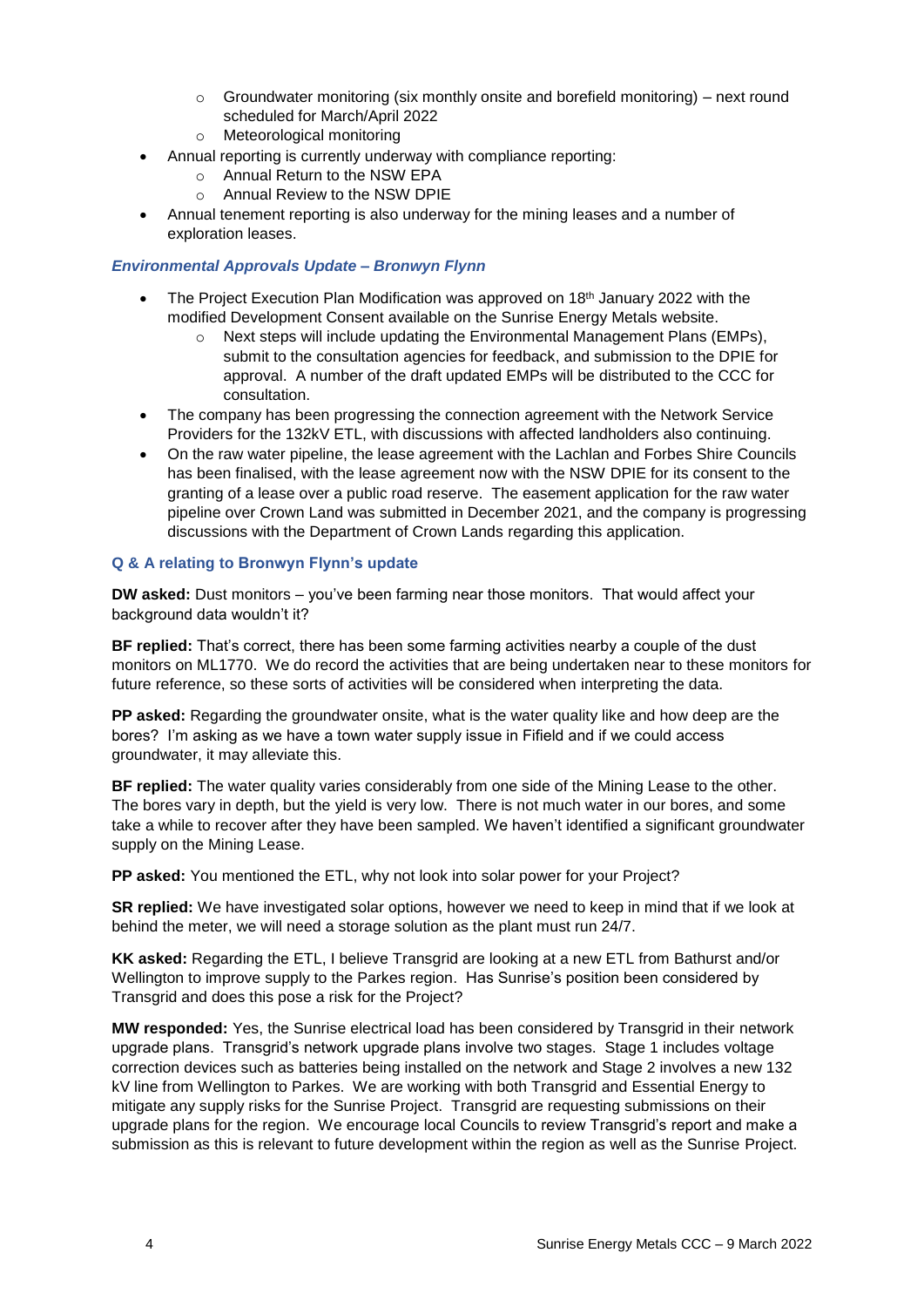- Groundwater monitoring (six monthly onsite and borefield monitoring) – next round scheduled for March/April 2022
  - Meteorological monitoring
- Annual reporting is currently underway with compliance reporting:
  - Annual Return to the NSW EPA
  - Annual Review to the NSW DPIE
- Annual tenement reporting is also underway for the mining leases and a number of exploration leases.

### *Environmental Approvals Update – Bronwyn Flynn*

- The Project Execution Plan Modification was approved on 18th January 2022 with the modified Development Consent available on the Sunrise Energy Metals website.
  - Next steps will include updating the Environmental Management Plans (EMPs), submit to the consultation agencies for feedback, and submission to the DPIE for approval. A number of the draft updated EMPs will be distributed to the CCC for consultation.
- The company has been progressing the connection agreement with the Network Service Providers for the 132kV ETL, with discussions with affected landholders also continuing.
- On the raw water pipeline, the lease agreement with the Lachlan and Forbes Shire Councils has been finalised, with the lease agreement now with the NSW DPIE for its consent to the granting of a lease over a public road reserve. The easement application for the raw water pipeline over Crown Land was submitted in December 2021, and the company is progressing discussions with the Department of Crown Lands regarding this application.

### Q & A relating to Bronwyn Flynn's update

**DW asked:** Dust monitors – you've been farming near those monitors. That would affect your background data wouldn't it?

**BF replied:** That's correct, there has been some farming activities nearby a couple of the dust monitors on ML1770. We do record the activities that are being undertaken near to these monitors for future reference, so these sorts of activities will be considered when interpreting the data.

**PP asked:** Regarding the groundwater onsite, what is the water quality like and how deep are the bores? I'm asking as we have a town water supply issue in Fifield and if we could access groundwater, it may alleviate this.

**BF replied:** The water quality varies considerably from one side of the Mining Lease to the other. The bores vary in depth, but the yield is very low. There is not much water in our bores, and some take a while to recover after they have been sampled. We haven't identified a significant groundwater supply on the Mining Lease.

**PP asked:** You mentioned the ETL, why not look into solar power for your Project?

**SR replied:** We have investigated solar options, however we need to keep in mind that if we look at behind the meter, we will need a storage solution as the plant must run 24/7.

**KK asked:** Regarding the ETL, I believe Transgrid are looking at a new ETL from Bathurst and/or Wellington to improve supply to the Parkes region. Has Sunrise's position been considered by Transgrid and does this pose a risk for the Project?

**MW responded:** Yes, the Sunrise electrical load has been considered by Transgrid in their network upgrade plans. Transgrid's network upgrade plans involve two stages. Stage 1 includes voltage correction devices such as batteries being installed on the network and Stage 2 involves a new 132 kV line from Wellington to Parkes. We are working with both Transgrid and Essential Energy to mitigate any supply risks for the Sunrise Project. Transgrid are requesting submissions on their upgrade plans for the region. We encourage local Councils to review Transgrid's report and make a submission as this is relevant to future development within the region as well as the Sunrise Project.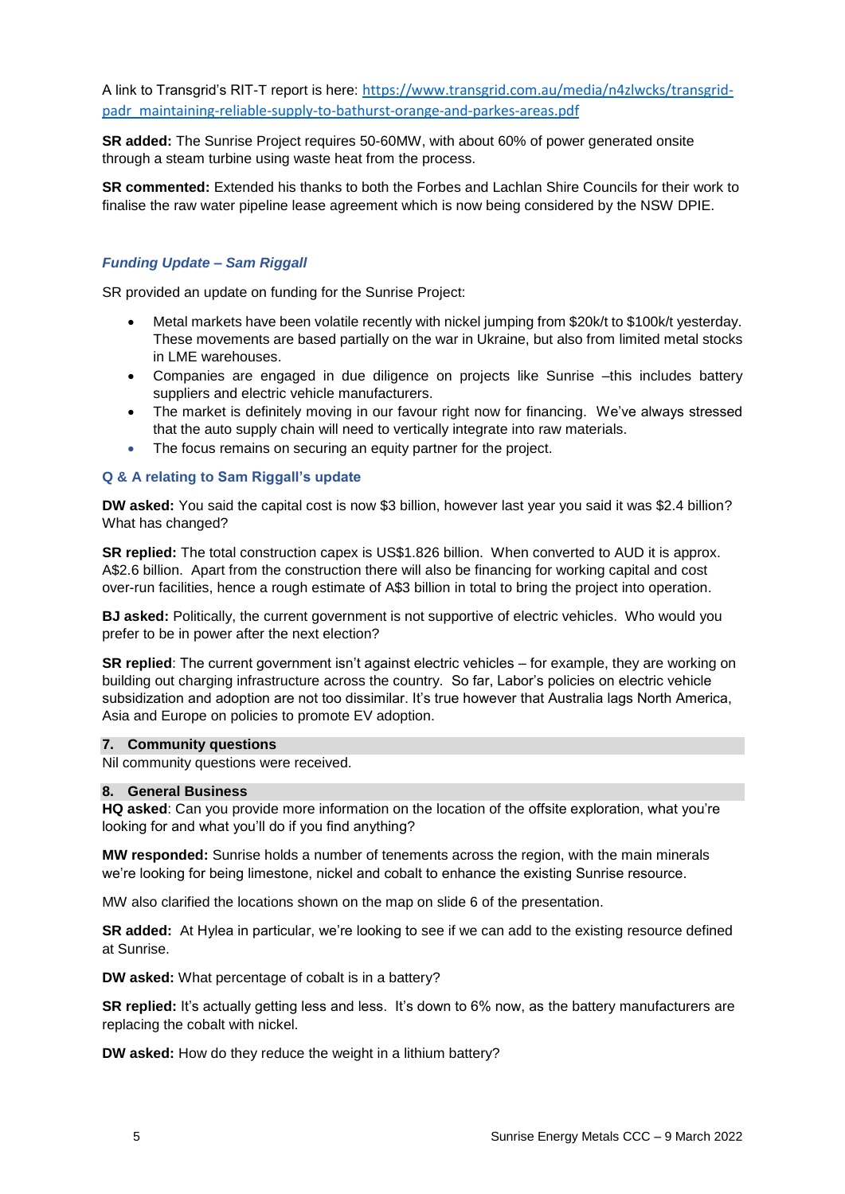A link to Transgrid's RIT-T report is here: [https://www.transgrid.com.au/media/n4zlwcks/transgrid-padr_maintaining-reliable-supply-to-bathurst-orange-and-parkes-areas.pdf](https://www.transgrid.com.au/media/n4zlwcks/transgrid-padr_maintaining-reliable-supply-to-bathurst-orange-and-parkes-areas.pdf)

**SR added:** The Sunrise Project requires 50-60MW, with about 60% of power generated onsite through a steam turbine using waste heat from the process.

**SR commented:** Extended his thanks to both the Forbes and Lachlan Shire Councils for their work to finalise the raw water pipeline lease agreement which is now being considered by the NSW DPIE.

### *Funding Update – Sam Riggall*

SR provided an update on funding for the Sunrise Project:

- Metal markets have been volatile recently with nickel jumping from $20k/t to $100k/t yesterday. These movements are based partially on the war in Ukraine, but also from limited metal stocks in LME warehouses.
- Companies are engaged in due diligence on projects like Sunrise –this includes battery suppliers and electric vehicle manufacturers.
- The market is definitely moving in our favour right now for financing. We've always stressed that the auto supply chain will need to vertically integrate into raw materials.
- The focus remains on securing an equity partner for the project.

### Q & A relating to Sam Riggall's update

**DW asked:** You said the capital cost is now $3 billion, however last year you said it was $2.4 billion? What has changed?

**SR replied:** The total construction capex is US$1.826 billion. When converted to AUD it is approx. A$2.6 billion. Apart from the construction there will also be financing for working capital and cost over-run facilities, hence a rough estimate of A$3 billion in total to bring the project into operation.

**BJ asked:** Politically, the current government is not supportive of electric vehicles. Who would you prefer to be in power after the next election?

**SR replied**: The current government isn't against electric vehicles – for example, they are working on building out charging infrastructure across the country. So far, Labor's policies on electric vehicle subsidization and adoption are not too dissimilar. It's true however that Australia lags North America, Asia and Europe on policies to promote EV adoption.

## 7. Community questions

Nil community questions were received.

## 8. General Business

**HQ asked**: Can you provide more information on the location of the offsite exploration, what you're looking for and what you'll do if you find anything?

**MW responded:** Sunrise holds a number of tenements across the region, with the main minerals we're looking for being limestone, nickel and cobalt to enhance the existing Sunrise resource.

MW also clarified the locations shown on the map on slide 6 of the presentation.

**SR added:** At Hylea in particular, we're looking to see if we can add to the existing resource defined at Sunrise.

**DW asked:** What percentage of cobalt is in a battery?

**SR replied:** It's actually getting less and less. It's down to 6% now, as the battery manufacturers are replacing the cobalt with nickel.

**DW asked:** How do they reduce the weight in a lithium battery?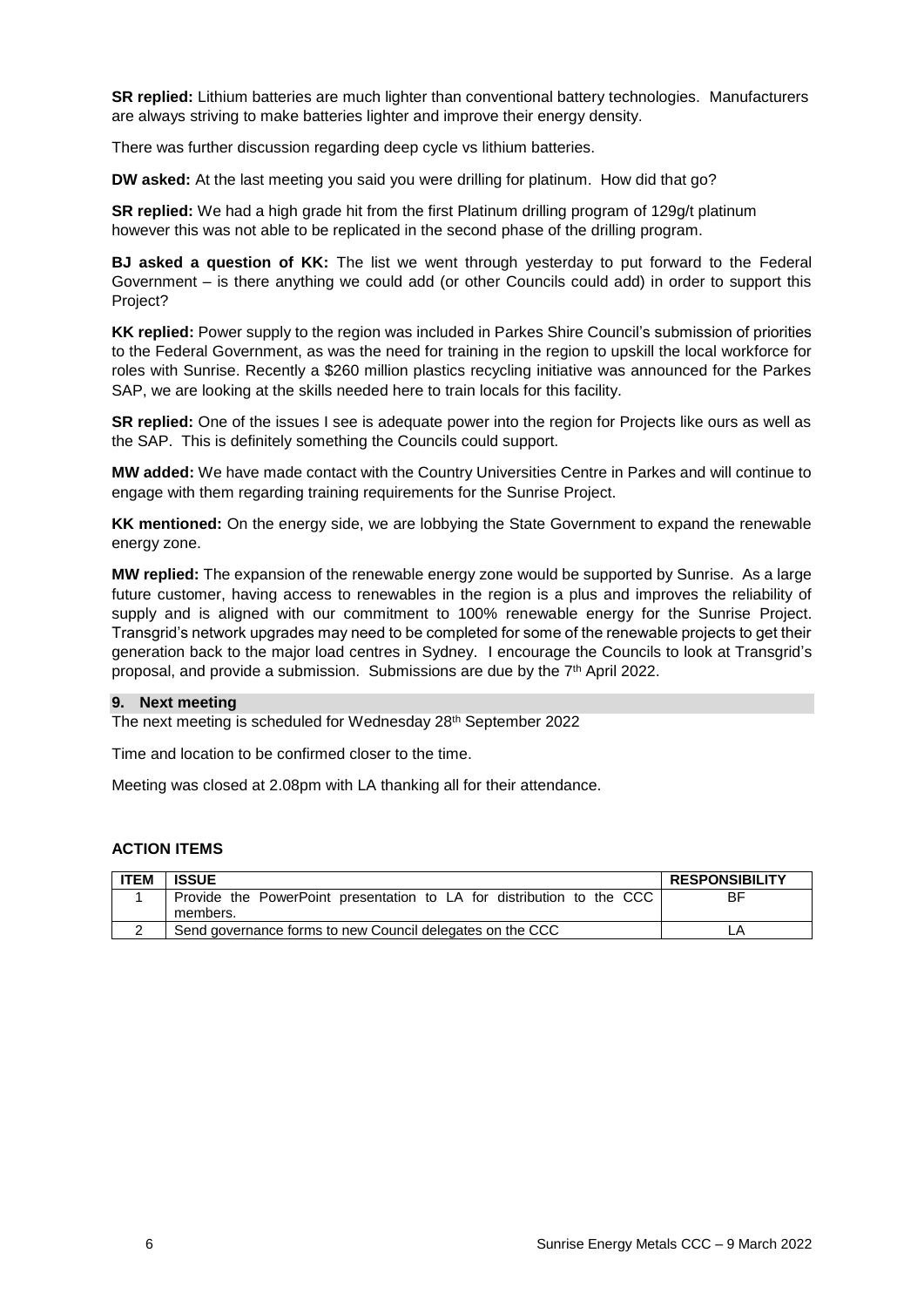**SR replied:** Lithium batteries are much lighter than conventional battery technologies. Manufacturers are always striving to make batteries lighter and improve their energy density.

There was further discussion regarding deep cycle vs lithium batteries.

**DW asked:** At the last meeting you said you were drilling for platinum. How did that go?

**SR replied:** We had a high grade hit from the first Platinum drilling program of 129g/t platinum however this was not able to be replicated in the second phase of the drilling program.

**BJ asked a question of KK:** The list we went through yesterday to put forward to the Federal Government – is there anything we could add (or other Councils could add) in order to support this Project?

**KK replied:** Power supply to the region was included in Parkes Shire Council's submission of priorities to the Federal Government, as was the need for training in the region to upskill the local workforce for roles with Sunrise. Recently a $260 million plastics recycling initiative was announced for the Parkes SAP, we are looking at the skills needed here to train locals for this facility.

**SR replied:** One of the issues I see is adequate power into the region for Projects like ours as well as the SAP. This is definitely something the Councils could support.

**MW added:** We have made contact with the Country Universities Centre in Parkes and will continue to engage with them regarding training requirements for the Sunrise Project.

**KK mentioned:** On the energy side, we are lobbying the State Government to expand the renewable energy zone.

**MW replied:** The expansion of the renewable energy zone would be supported by Sunrise. As a large future customer, having access to renewables in the region is a plus and improves the reliability of supply and is aligned with our commitment to 100% renewable energy for the Sunrise Project. Transgrid's network upgrades may need to be completed for some of the renewable projects to get their generation back to the major load centres in Sydney. I encourage the Councils to look at Transgrid's proposal, and provide a submission. Submissions are due by the 7th April 2022.

## 9. Next meeting

The next meeting is scheduled for Wednesday 28th September 2022

Time and location to be confirmed closer to the time.

Meeting was closed at 2.08pm with LA thanking all for their attendance.

### ACTION ITEMS

| ITEM | ISSUE | RESPONSIBILITY |
|---|---|---|
| 1 | Provide the PowerPoint presentation to LA for distribution to the CCC members. | BF |
| 2 | Send governance forms to new Council delegates on the CCC | LA |